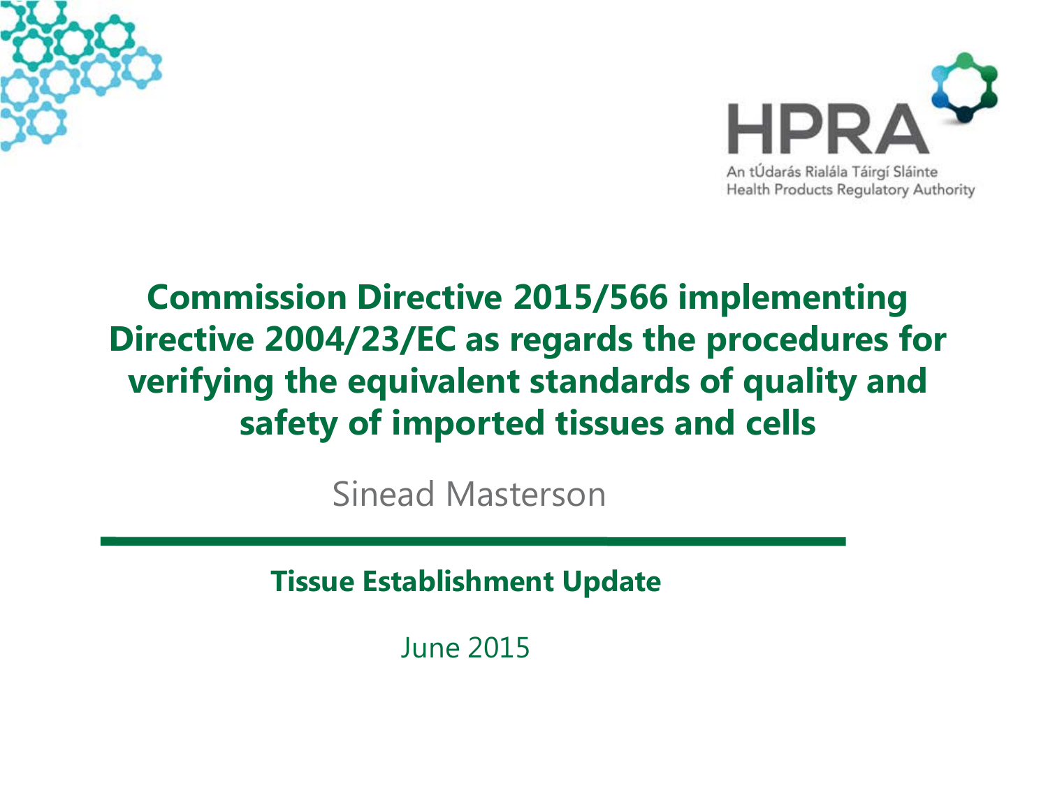HPRA

An tÚdarás Rialála Táirgí Sláinte
Health Products Regulatory Authority

# Commission Directive 2015/566 implementing Directive 2004/23/EC as regards the procedures for verifying the equivalent standards of quality and safety of imported tissues and cells

Sinead Masterson

**Tissue Establishment Update**

June 2015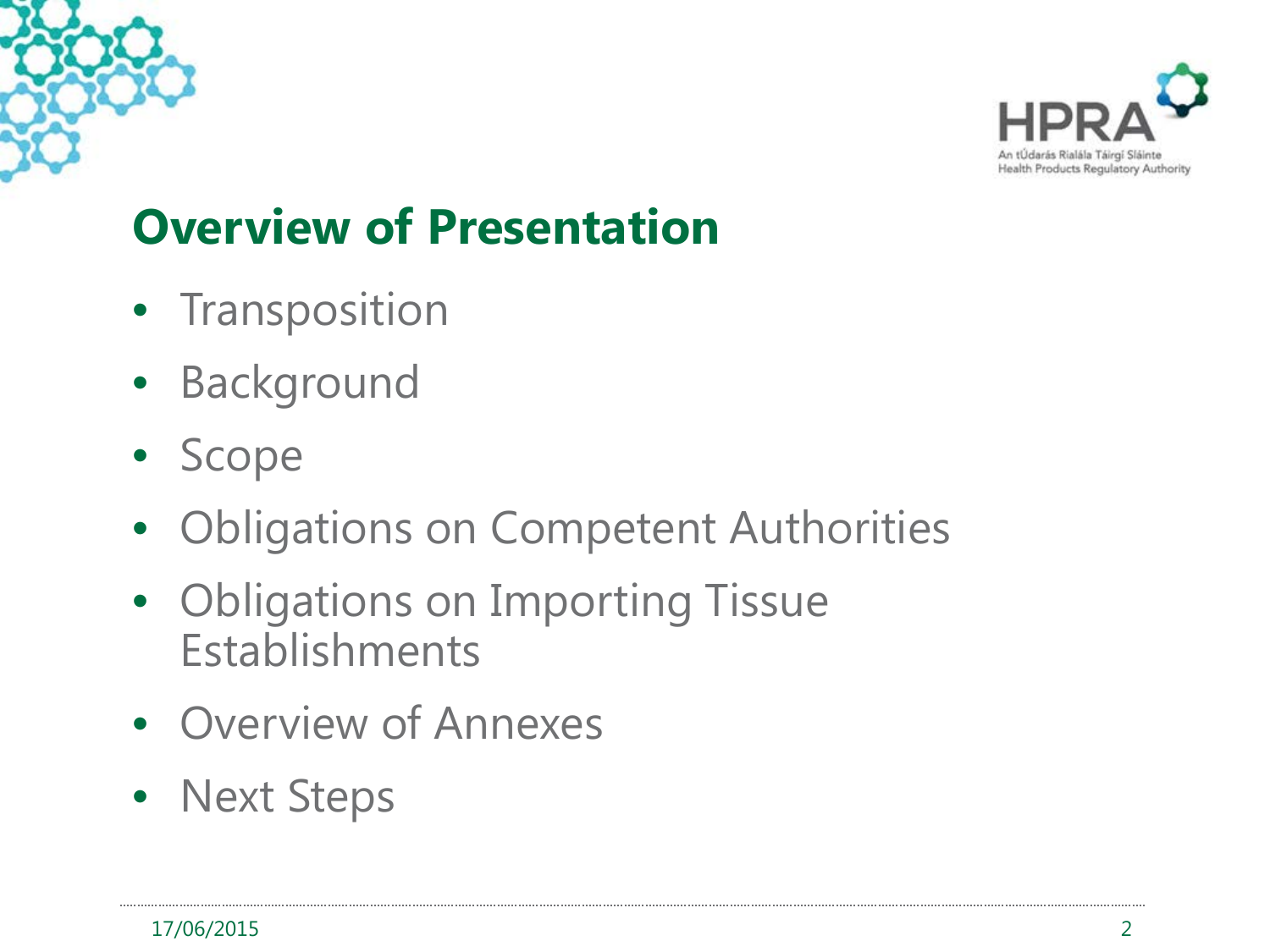# Overview of Presentation

- Transposition
- Background
- Scope
- Obligations on Competent Authorities
- Obligations on Importing Tissue Establishments
- Overview of Annexes
- Next Steps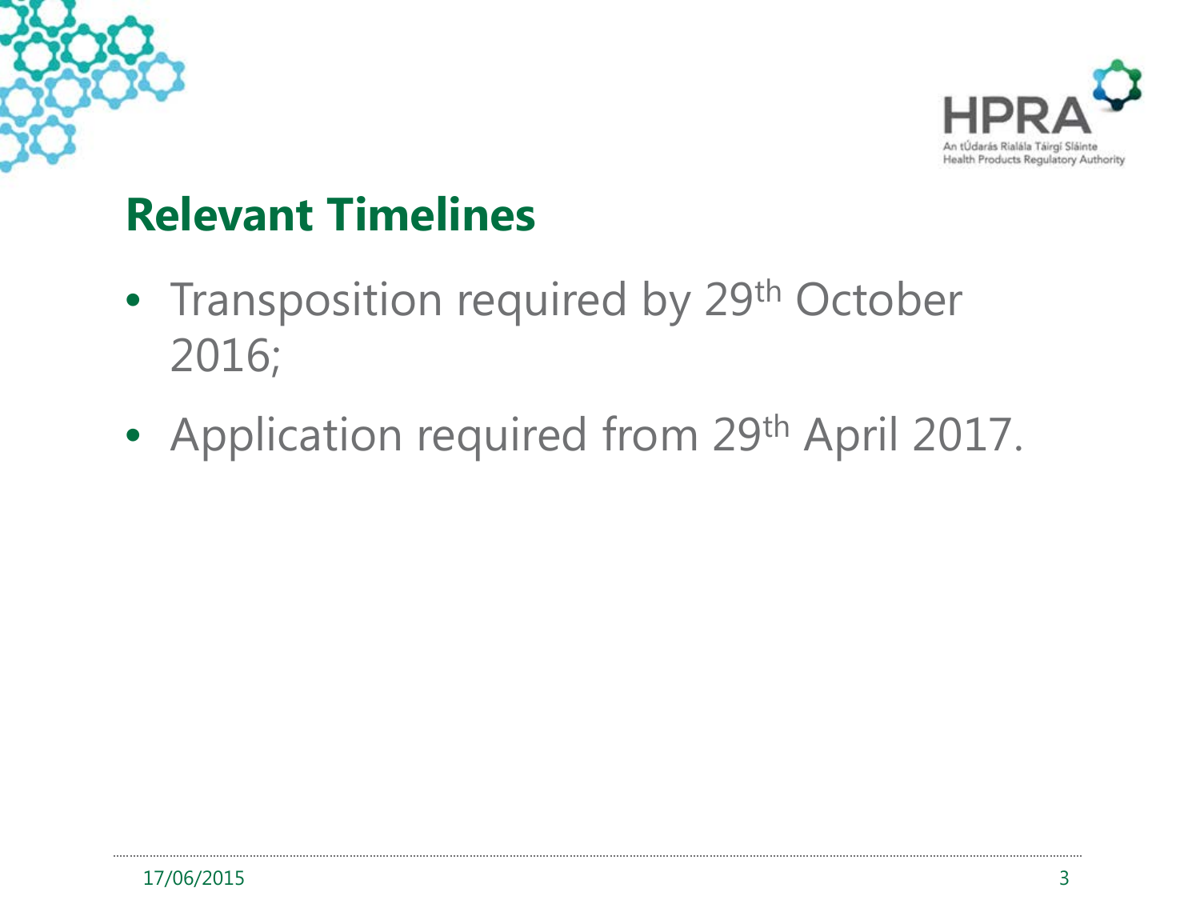## Relevant Timelines

- Transposition required by 29th October 2016;
- Application required from 29th April 2017.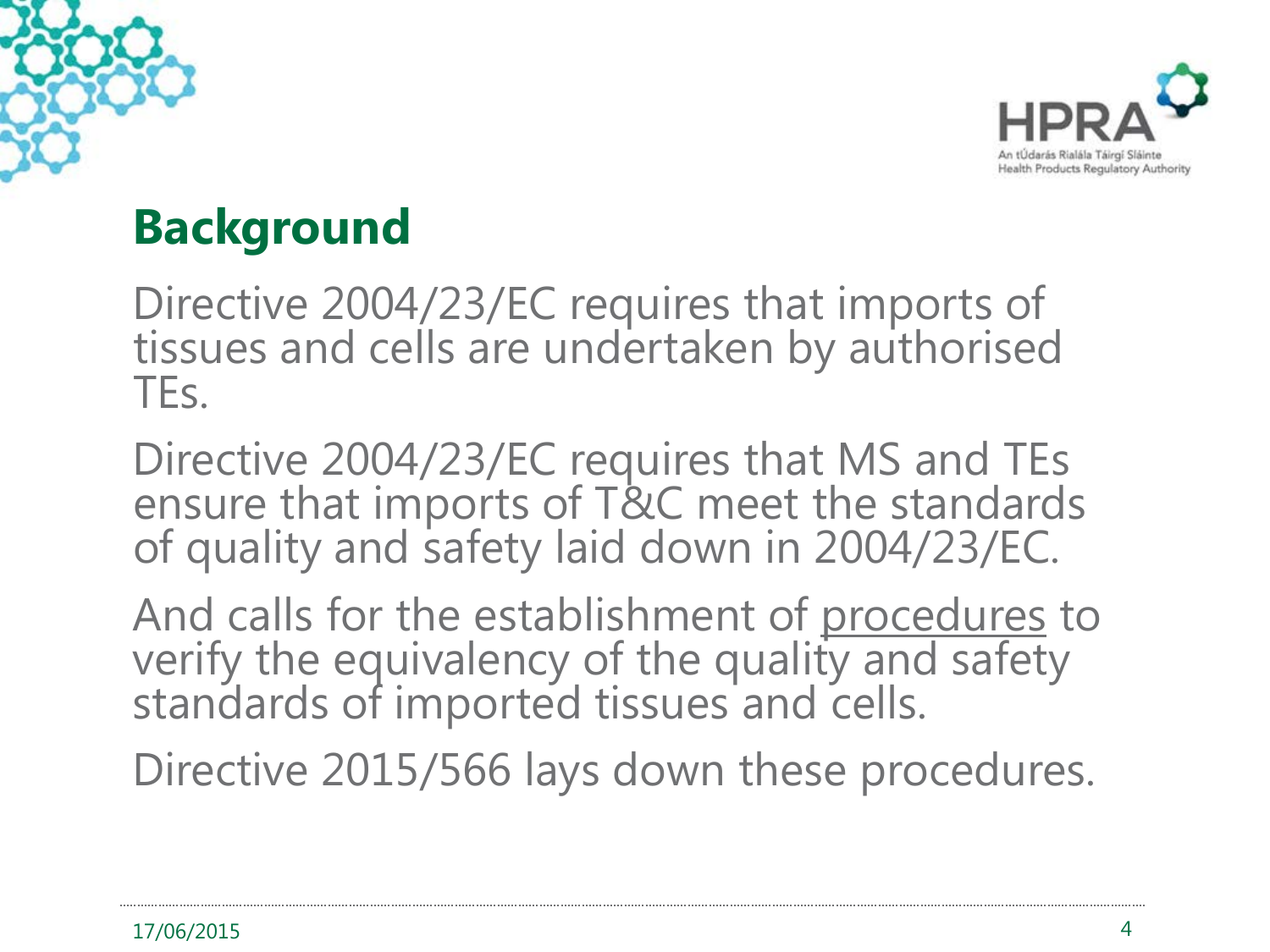## Background

Directive 2004/23/EC requires that imports of tissues and cells are undertaken by authorised TEs.

Directive 2004/23/EC requires that MS and TEs ensure that imports of T&C meet the standards of quality and safety laid down in 2004/23/EC.

And calls for the establishment of procedures to verify the equivalency of the quality and safety standards of imported tissues and cells.

Directive 2015/566 lays down these procedures.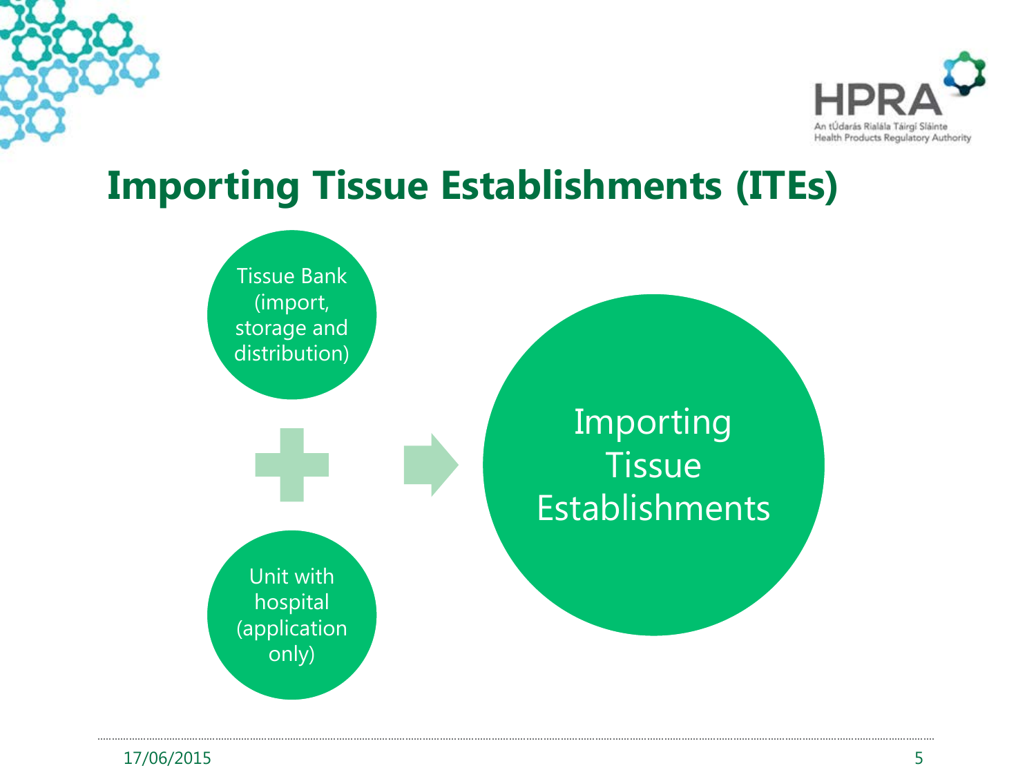# Importing Tissue Establishments (ITEs)

Tissue Bank (import, storage and distribution)

Unit with hospital (application only)

Importing Tissue Establishments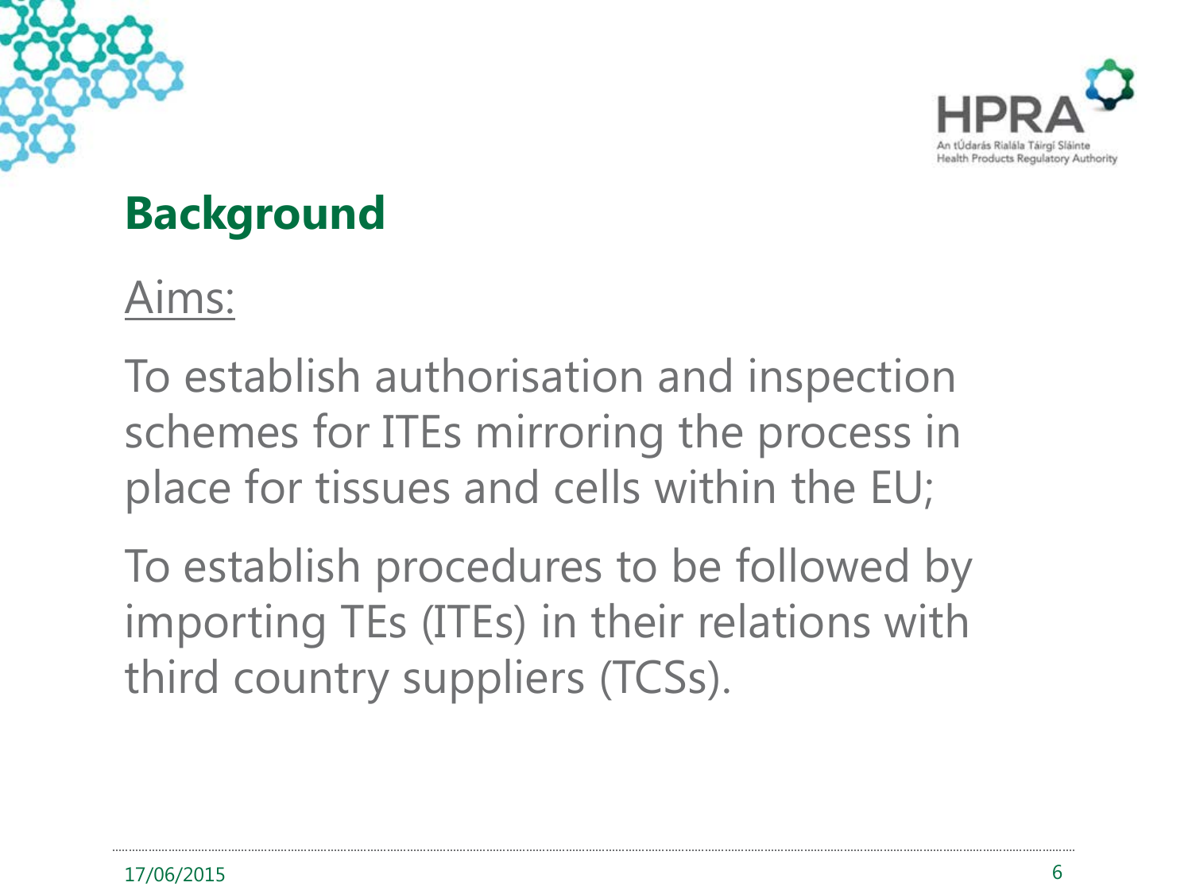## Background

Aims:

To establish authorisation and inspection schemes for ITEs mirroring the process in place for tissues and cells within the EU;

To establish procedures to be followed by importing TEs (ITEs) in their relations with third country suppliers (TCSs).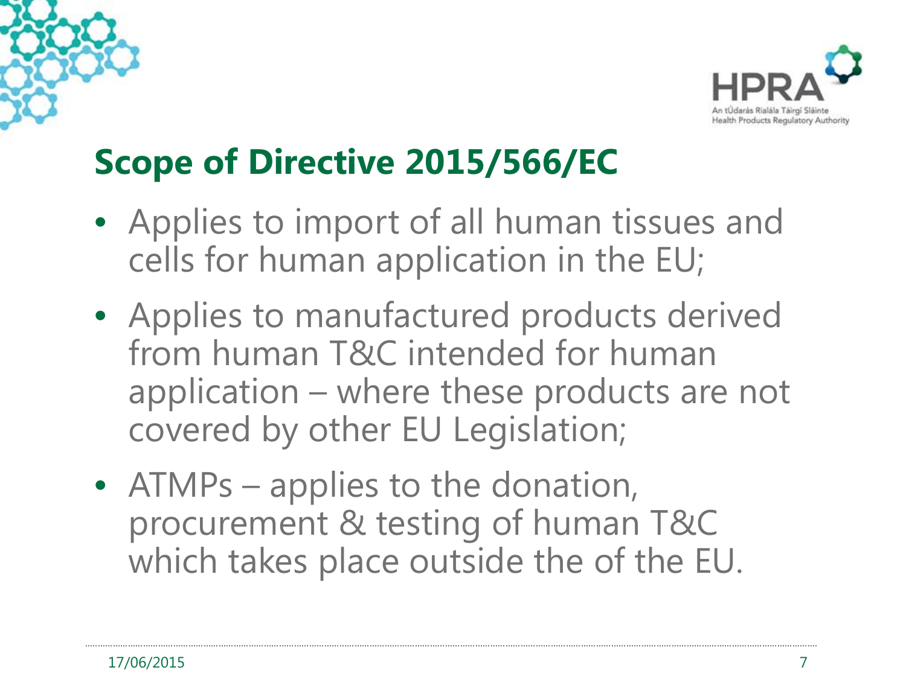# Scope of Directive 2015/566/EC

- Applies to import of all human tissues and cells for human application in the EU;
- Applies to manufactured products derived from human T&C intended for human application – where these products are not covered by other EU Legislation;
- ATMPs – applies to the donation, procurement & testing of human T&C which takes place outside the of the EU.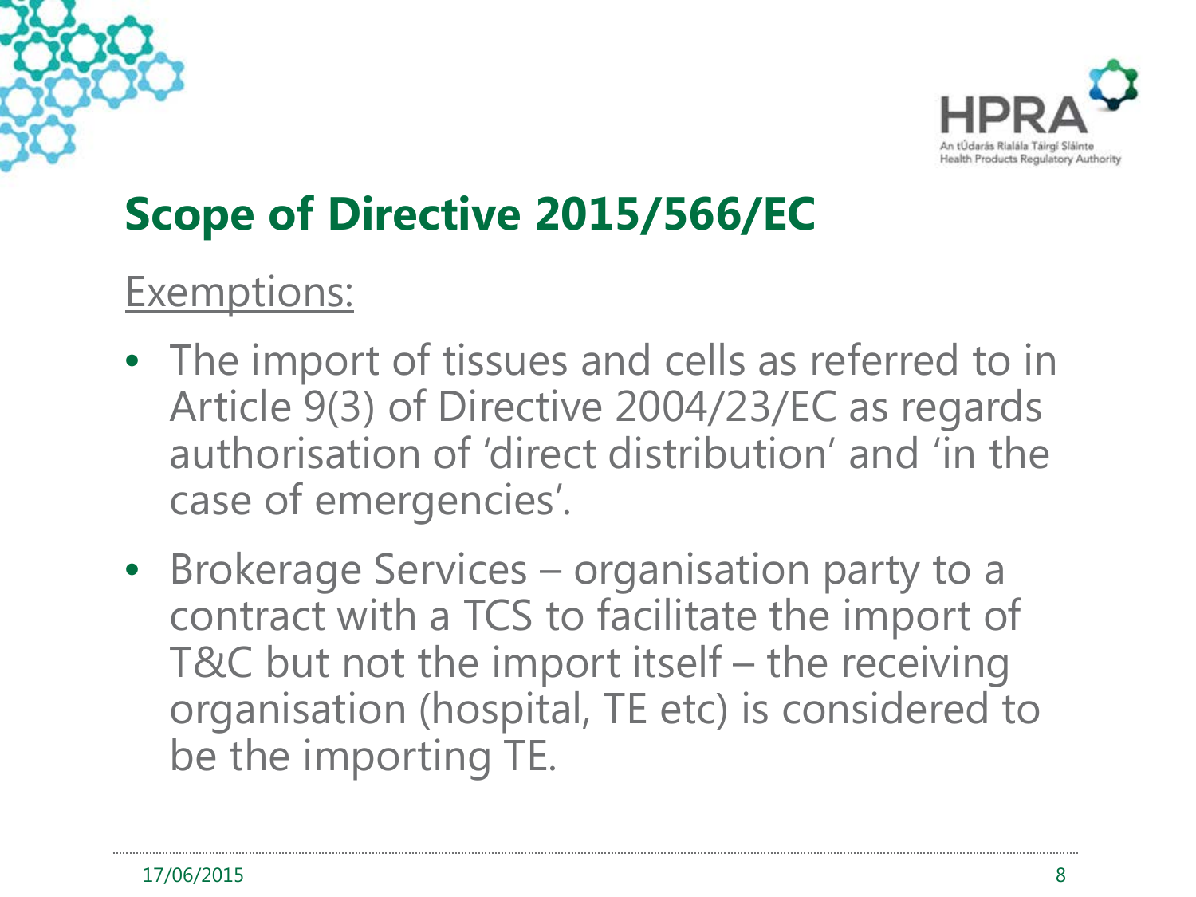## Scope of Directive 2015/566/EC

Exemptions:

- The import of tissues and cells as referred to in Article 9(3) of Directive 2004/23/EC as regards authorisation of 'direct distribution' and 'in the case of emergencies'.
- Brokerage Services – organisation party to a contract with a TCS to facilitate the import of T&C but not the import itself – the receiving organisation (hospital, TE etc) is considered to be the importing TE.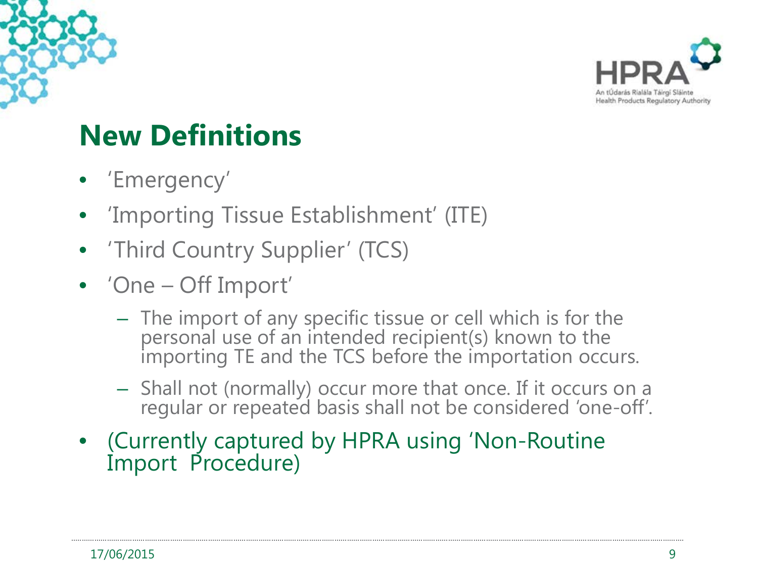# New Definitions

- 'Emergency'
- 'Importing Tissue Establishment' (ITE)
- 'Third Country Supplier' (TCS)
- 'One – Off Import'
  - The import of any specific tissue or cell which is for the personal use of an intended recipient(s) known to the importing TE and the TCS before the importation occurs.
  - Shall not (normally) occur more that once. If it occurs on a regular or repeated basis shall not be considered 'one-off'.
- (Currently captured by HPRA using 'Non-Routine Import Procedure)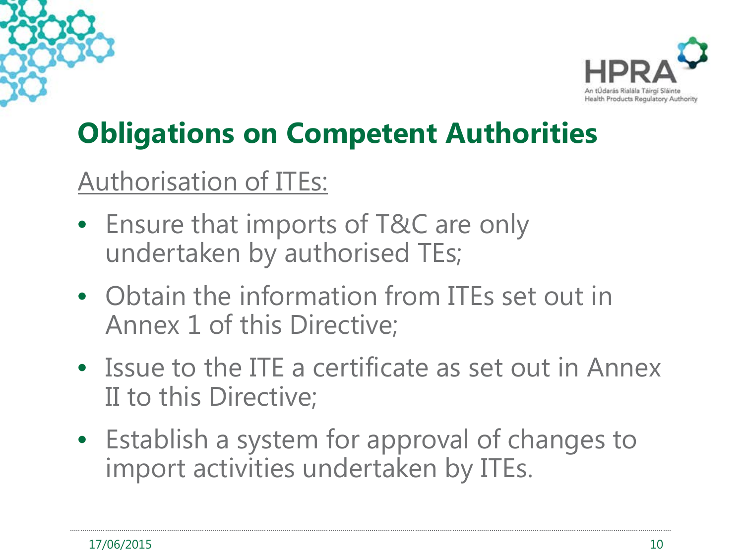# Obligations on Competent Authorities

Authorisation of ITEs:

- Ensure that imports of T&C are only undertaken by authorised TEs;
- Obtain the information from ITEs set out in Annex 1 of this Directive;
- Issue to the ITE a certificate as set out in Annex II to this Directive;
- Establish a system for approval of changes to import activities undertaken by ITEs.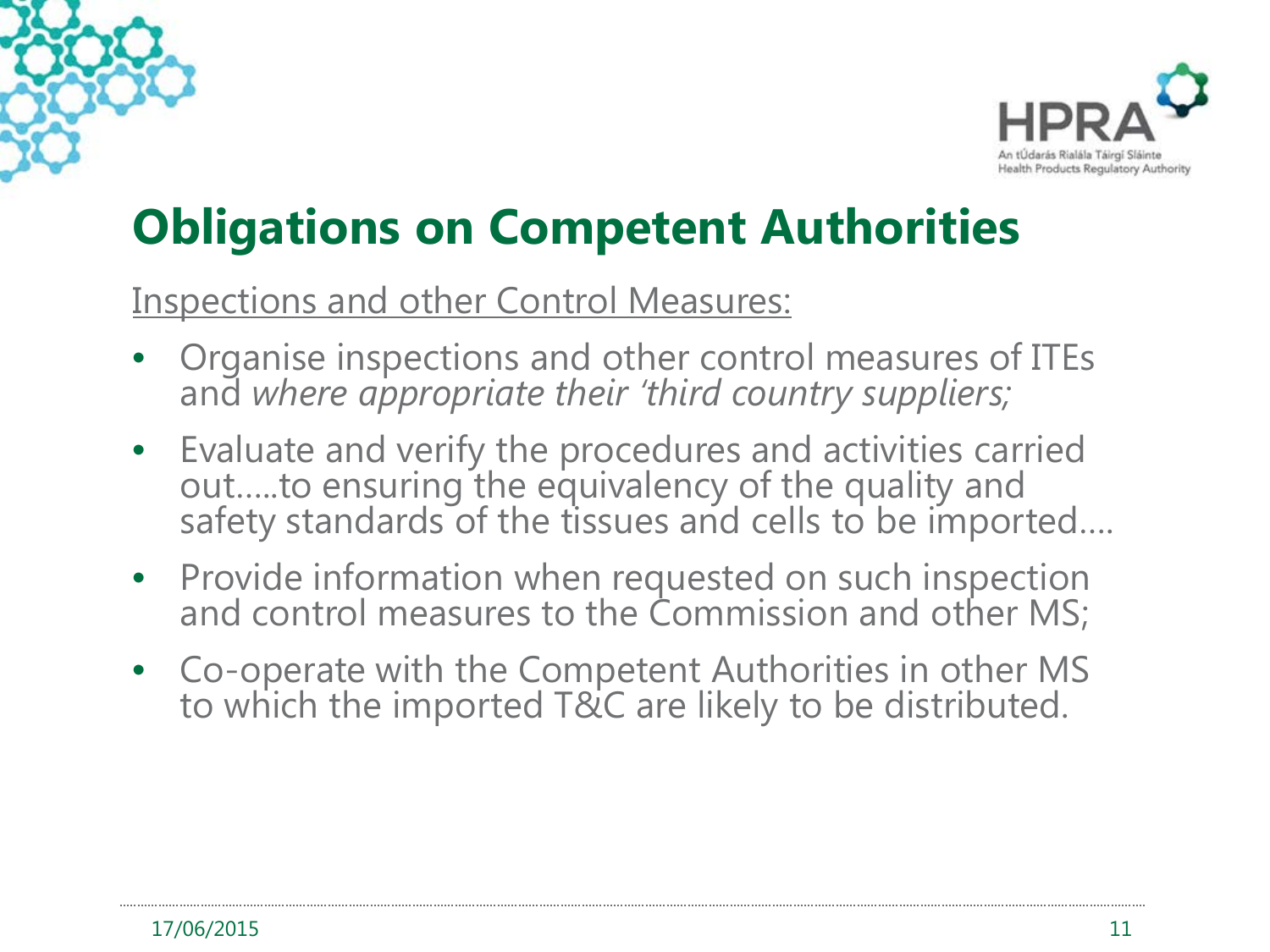# Obligations on Competent Authorities

Inspections and other Control Measures:

- Organise inspections and other control measures of ITEs and *where appropriate their 'third country suppliers;*
- Evaluate and verify the procedures and activities carried out…..to ensuring the equivalency of the quality and safety standards of the tissues and cells to be imported….
- Provide information when requested on such inspection and control measures to the Commission and other MS;
- Co-operate with the Competent Authorities in other MS to which the imported T&C are likely to be distributed.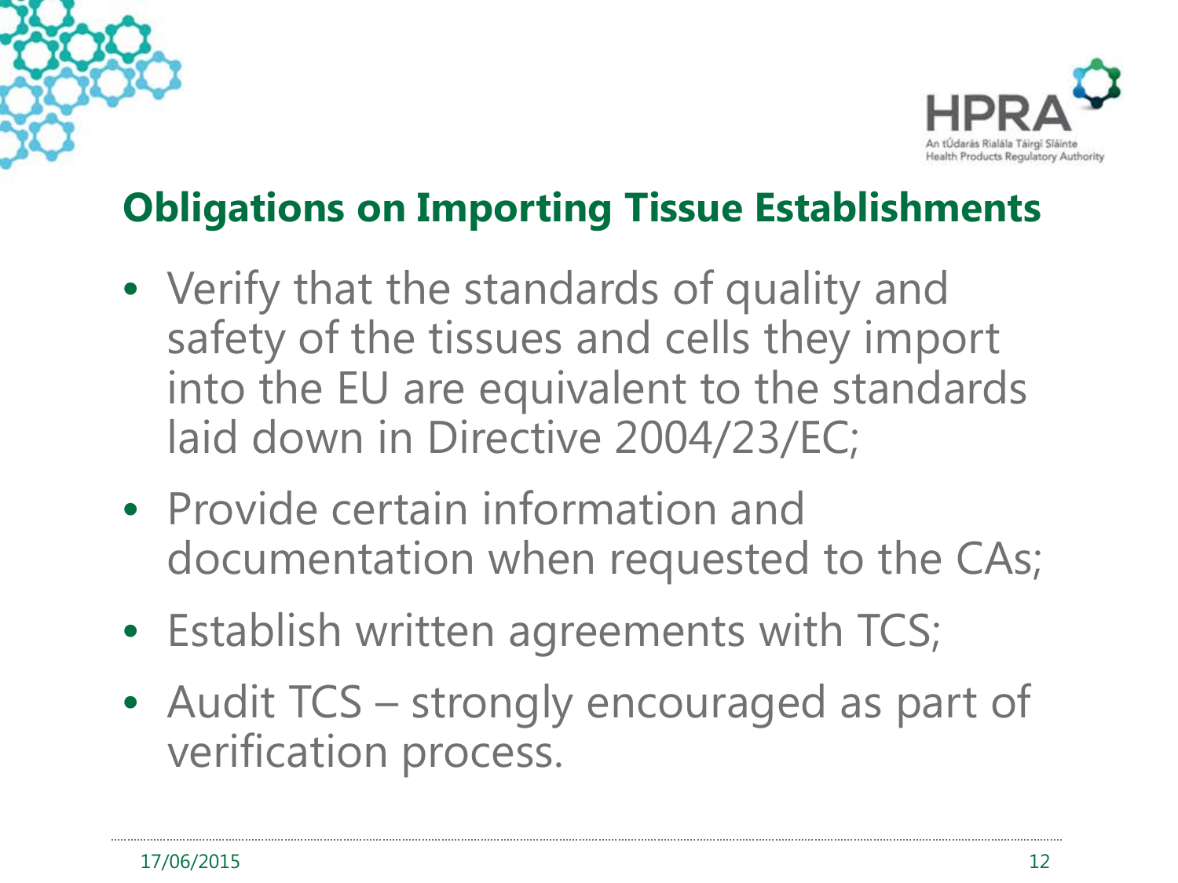## Obligations on Importing Tissue Establishments

- Verify that the standards of quality and safety of the tissues and cells they import into the EU are equivalent to the standards laid down in Directive 2004/23/EC;
- Provide certain information and documentation when requested to the CAs;
- Establish written agreements with TCS;
- Audit TCS – strongly encouraged as part of verification process.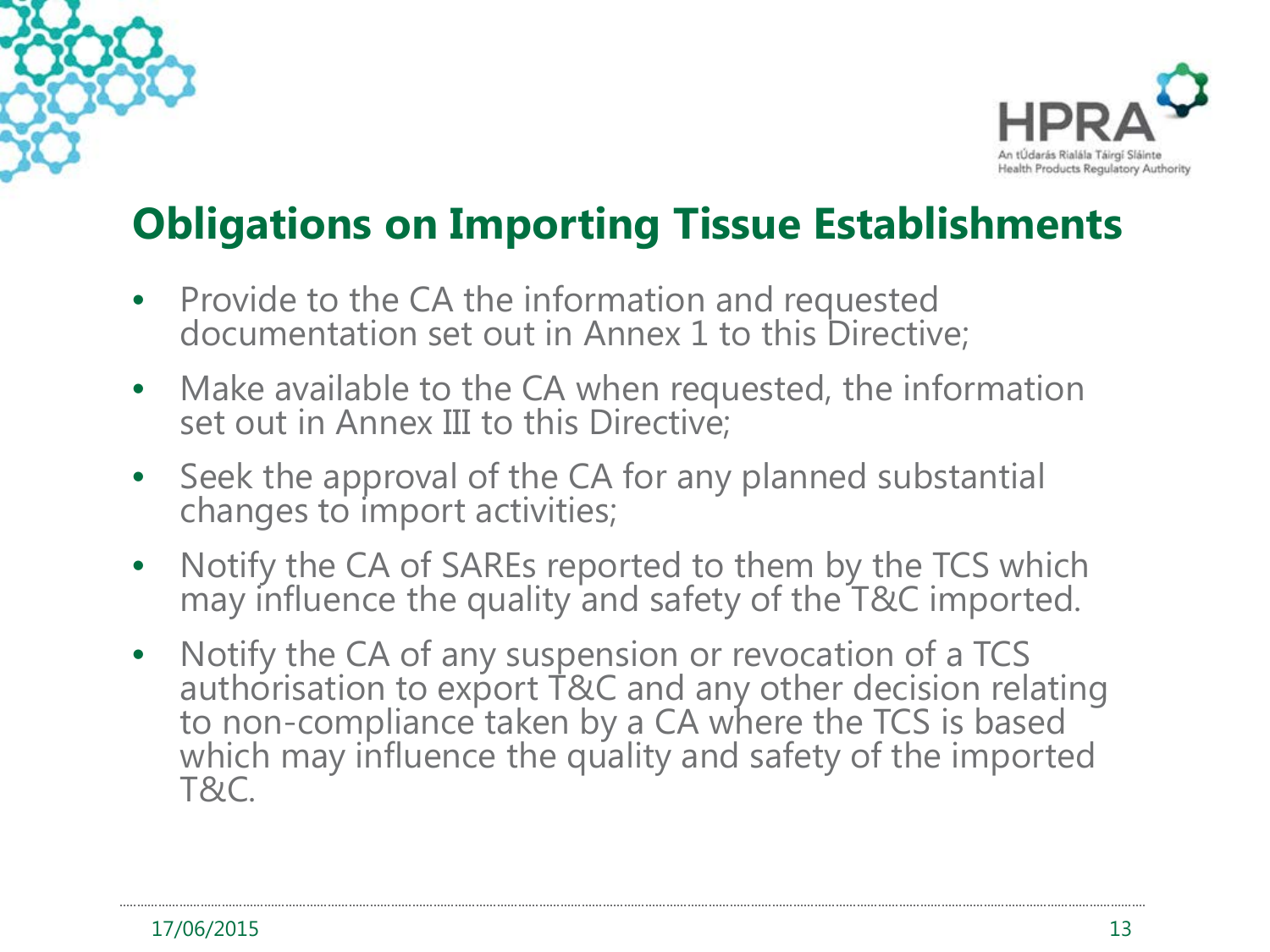# Obligations on Importing Tissue Establishments

- Provide to the CA the information and requested documentation set out in Annex 1 to this Directive;
- Make available to the CA when requested, the information set out in Annex III to this Directive;
- Seek the approval of the CA for any planned substantial changes to import activities;
- Notify the CA of SAREs reported to them by the TCS which may influence the quality and safety of the T&C imported.
- Notify the CA of any suspension or revocation of a TCS authorisation to export T&C and any other decision relating to non-compliance taken by a CA where the TCS is based which may influence the quality and safety of the imported T&C.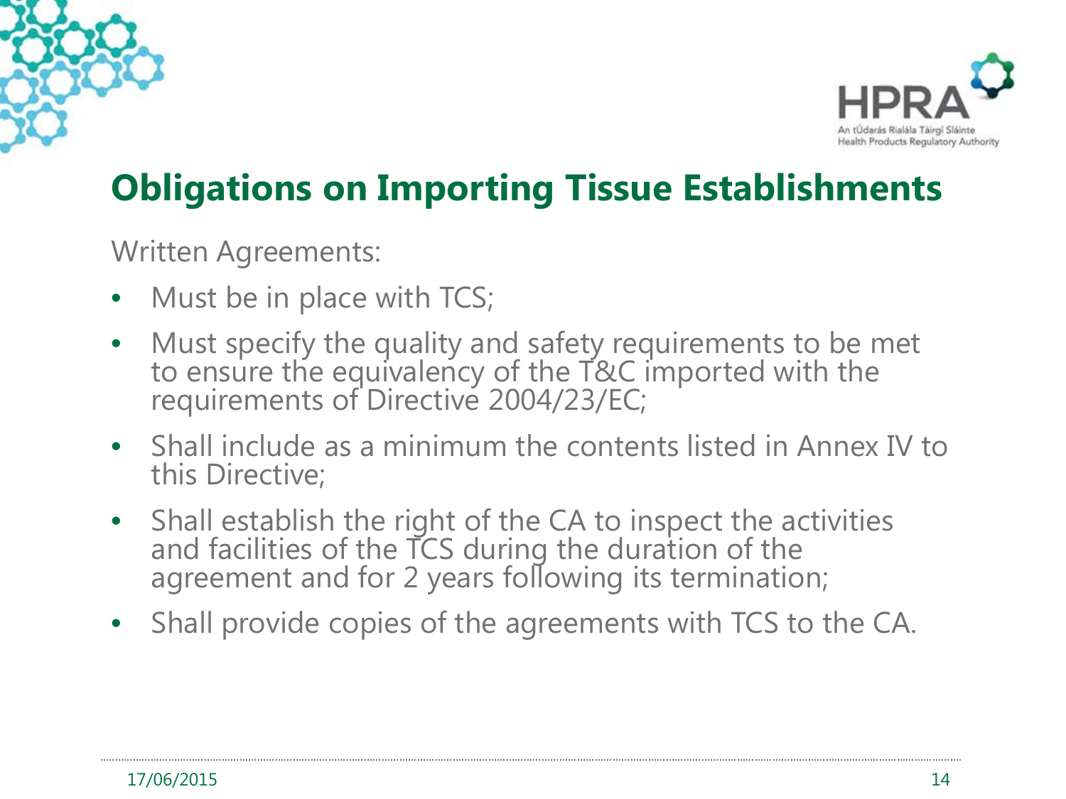# Obligations on Importing Tissue Establishments

Written Agreements:

- Must be in place with TCS;
- Must specify the quality and safety requirements to be met to ensure the equivalency of the T&C imported with the requirements of Directive 2004/23/EC;
- Shall include as a minimum the contents listed in Annex IV to this Directive;
- Shall establish the right of the CA to inspect the activities and facilities of the TCS during the duration of the agreement and for 2 years following its termination;
- Shall provide copies of the agreements with TCS to the CA.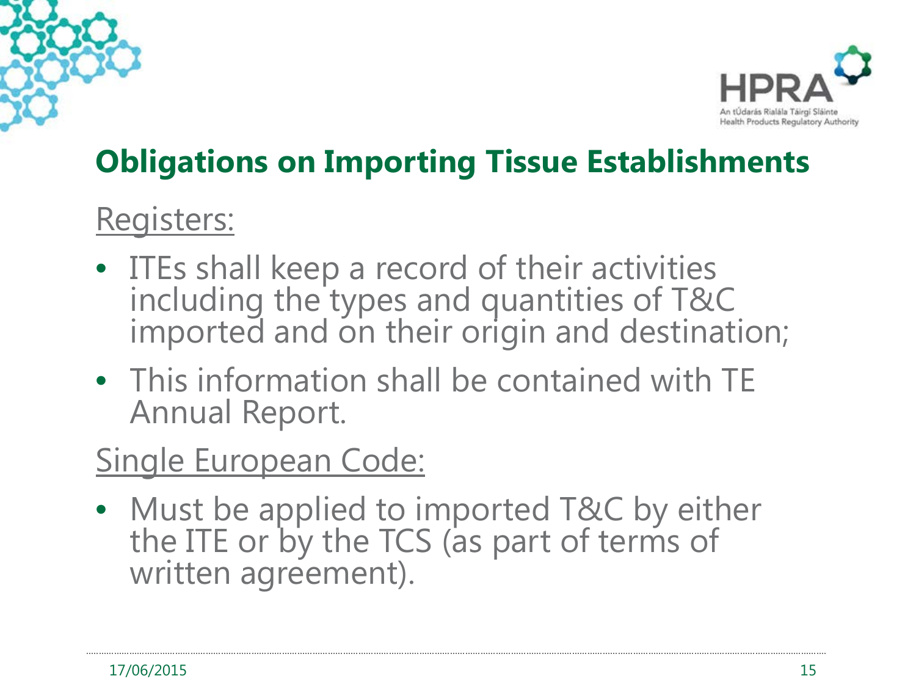## Obligations on Importing Tissue Establishments

Registers:

- ITEs shall keep a record of their activities including the types and quantities of T&C imported and on their origin and destination;
- This information shall be contained with TE Annual Report.

Single European Code:

- Must be applied to imported T&C by either the ITE or by the TCS (as part of terms of written agreement).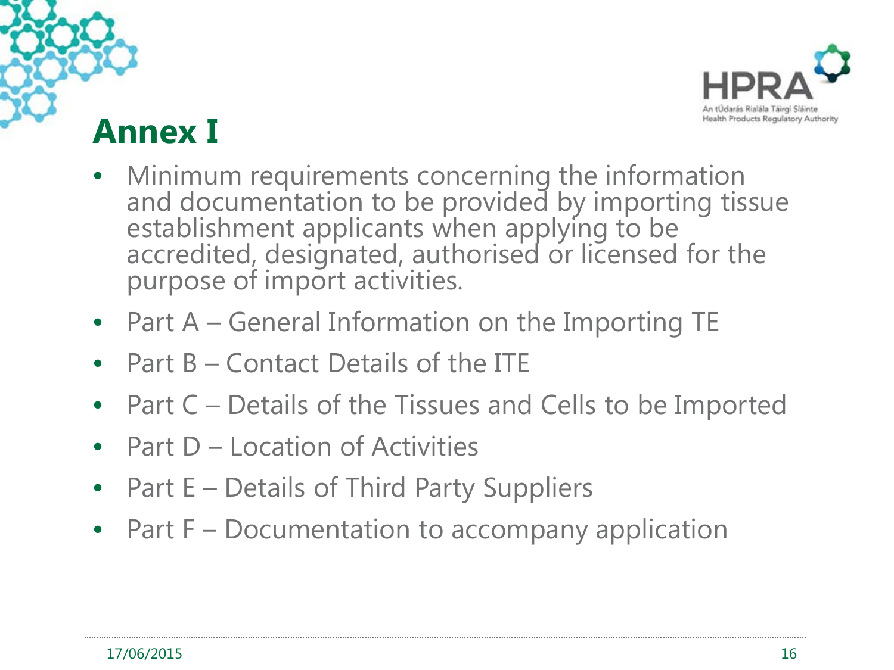# Annex I

- Minimum requirements concerning the information and documentation to be provided by importing tissue establishment applicants when applying to be accredited, designated, authorised or licensed for the purpose of import activities.
- Part A – General Information on the Importing TE
- Part B – Contact Details of the ITE
- Part C – Details of the Tissues and Cells to be Imported
- Part D – Location of Activities
- Part E – Details of Third Party Suppliers
- Part F – Documentation to accompany application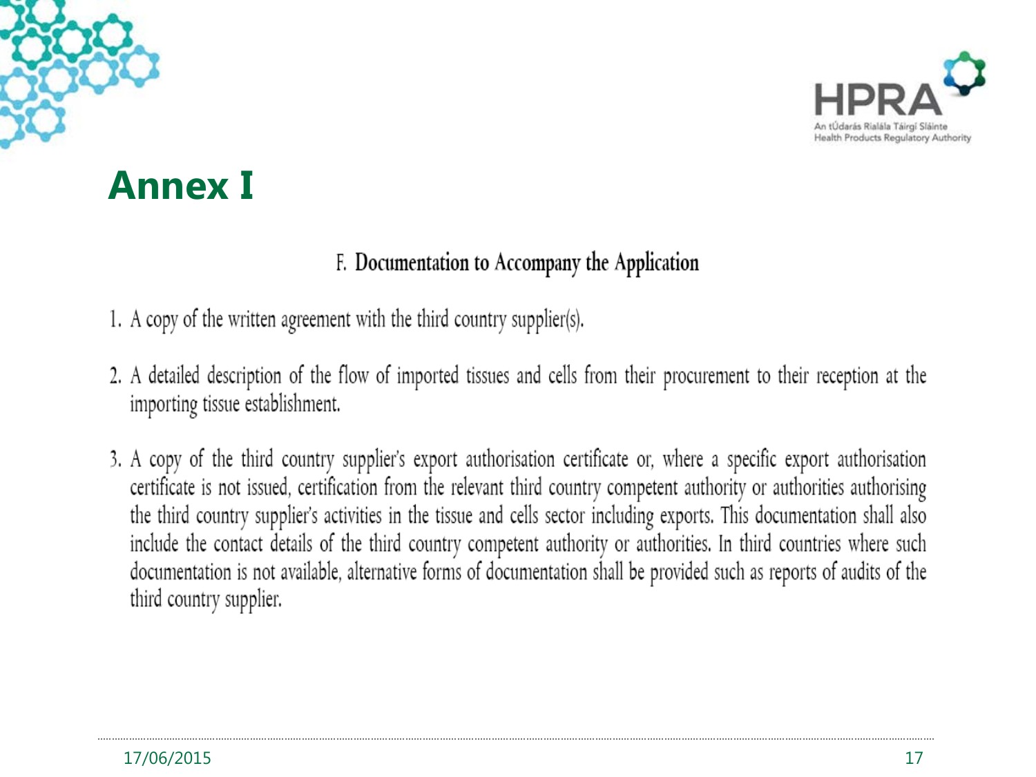# Annex I

## F. Documentation to Accompany the Application

1. A copy of the written agreement with the third country supplier(s).

2. A detailed description of the flow of imported tissues and cells from their procurement to their reception at the importing tissue establishment.

3. A copy of the third country supplier's export authorisation certificate or, where a specific export authorisation certificate is not issued, certification from the relevant third country competent authority or authorities authorising the third country supplier's activities in the tissue and cells sector including exports. This documentation shall also include the contact details of the third country competent authority or authorities. In third countries where such documentation is not available, alternative forms of documentation shall be provided such as reports of audits of the third country supplier.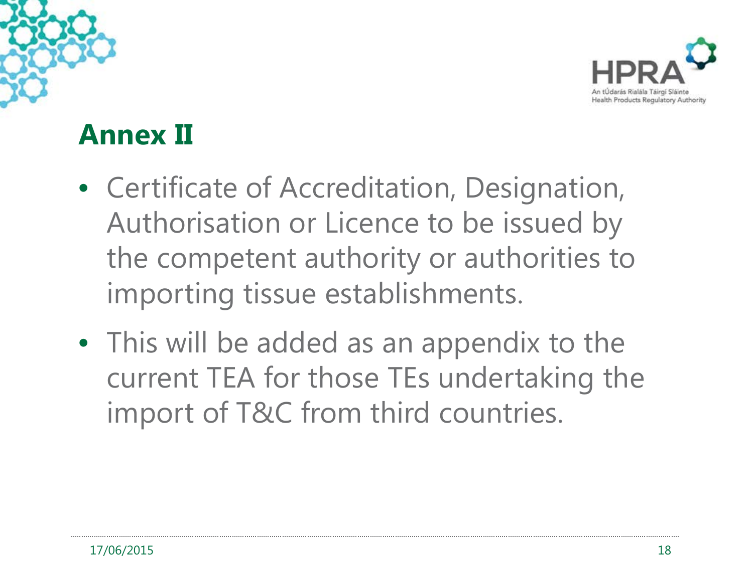## Annex II

- Certificate of Accreditation, Designation, Authorisation or Licence to be issued by the competent authority or authorities to importing tissue establishments.
- This will be added as an appendix to the current TEA for those TEs undertaking the import of T&C from third countries.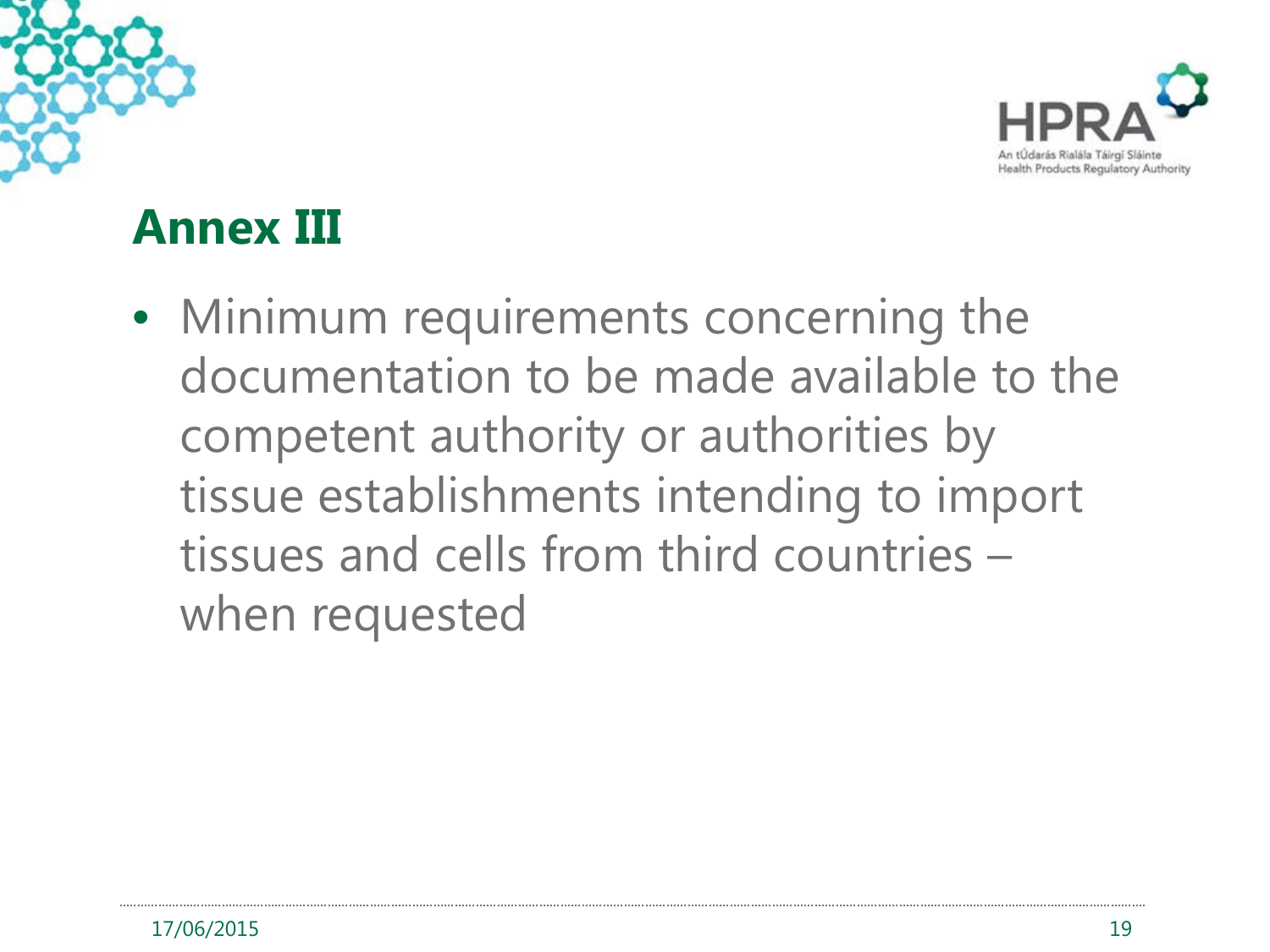## Annex III

- Minimum requirements concerning the documentation to be made available to the competent authority or authorities by tissue establishments intending to import tissues and cells from third countries – when requested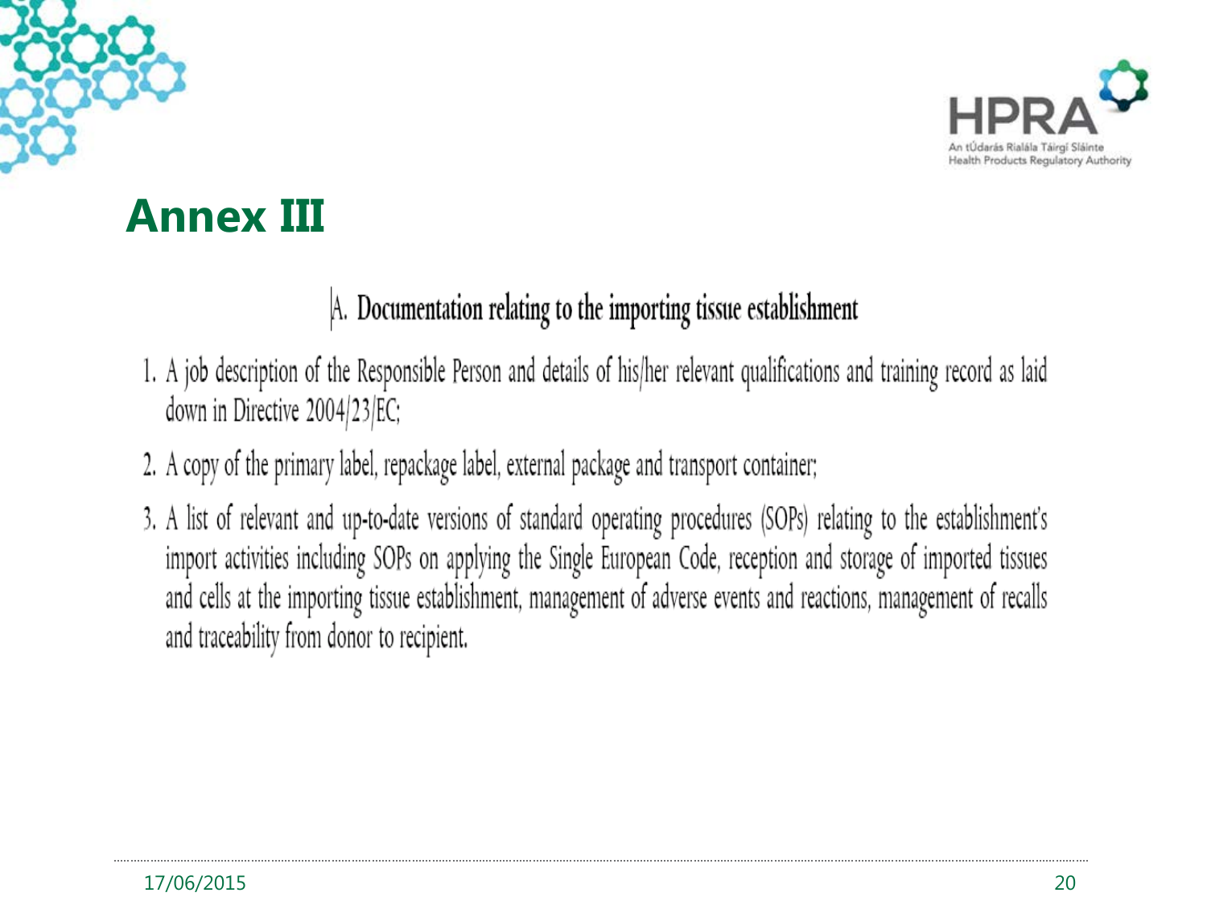# Annex III

## A. Documentation relating to the importing tissue establishment

1. A job description of the Responsible Person and details of his/her relevant qualifications and training record as laid down in Directive 2004/23/EC;
2. A copy of the primary label, repackage label, external package and transport container;
3. A list of relevant and up-to-date versions of standard operating procedures (SOPs) relating to the establishment's import activities including SOPs on applying the Single European Code, reception and storage of imported tissues and cells at the importing tissue establishment, management of adverse events and reactions, management of recalls and traceability from donor to recipient.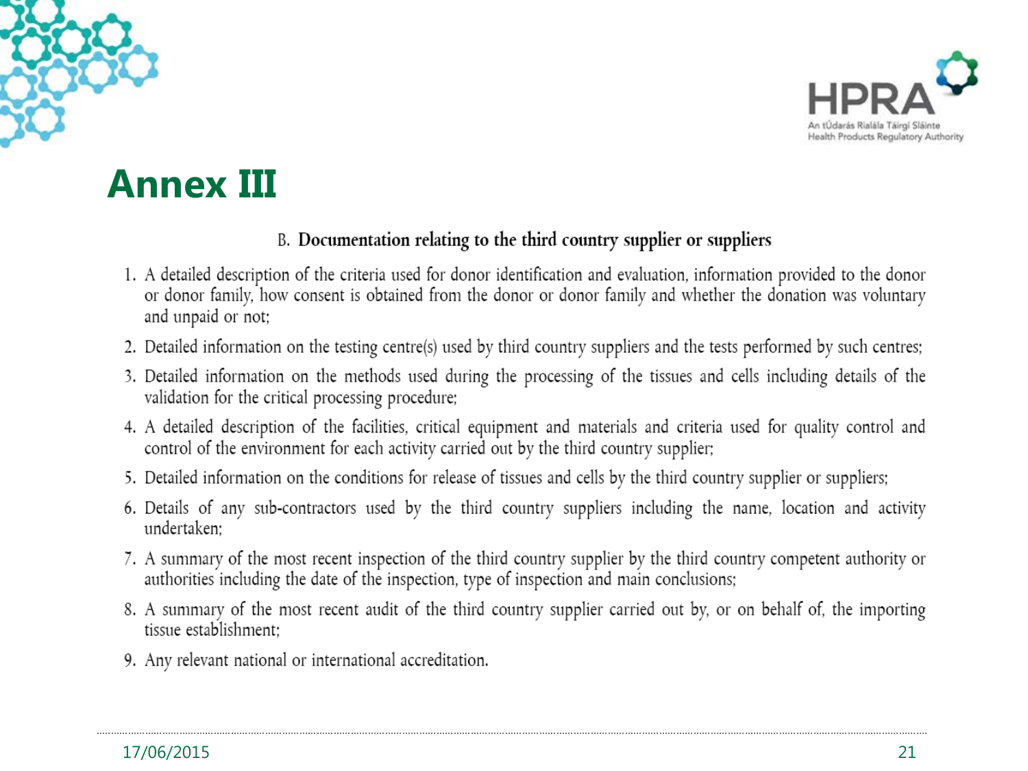# Annex III

### B. Documentation relating to the third country supplier or suppliers

1. A detailed description of the criteria used for donor identification and evaluation, information provided to the donor or donor family, how consent is obtained from the donor or donor family and whether the donation was voluntary and unpaid or not;
2. Detailed information on the testing centre(s) used by third country suppliers and the tests performed by such centres;
3. Detailed information on the methods used during the processing of the tissues and cells including details of the validation for the critical processing procedure;
4. A detailed description of the facilities, critical equipment and materials and criteria used for quality control and control of the environment for each activity carried out by the third country supplier;
5. Detailed information on the conditions for release of tissues and cells by the third country supplier or suppliers;
6. Details of any sub-contractors used by the third country suppliers including the name, location and activity undertaken;
7. A summary of the most recent inspection of the third country supplier by the third country competent authority or authorities including the date of the inspection, type of inspection and main conclusions;
8. A summary of the most recent audit of the third country supplier carried out by, or on behalf of, the importing tissue establishment;
9. Any relevant national or international accreditation.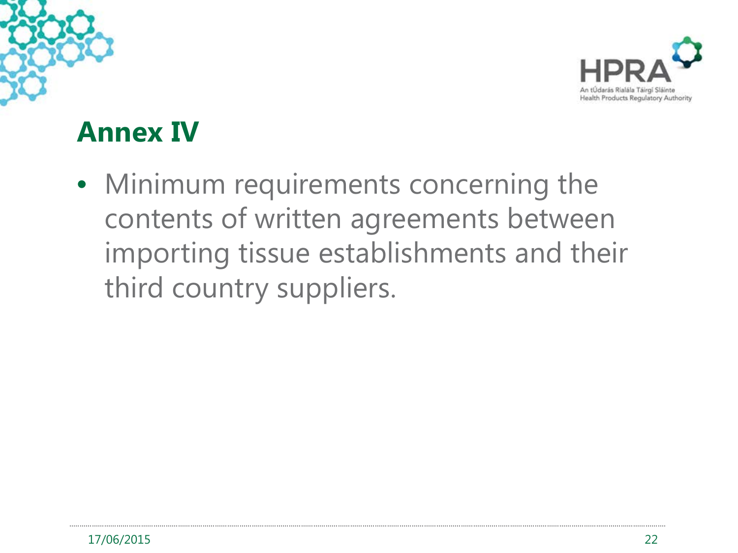# Annex IV

- Minimum requirements concerning the contents of written agreements between importing tissue establishments and their third country suppliers.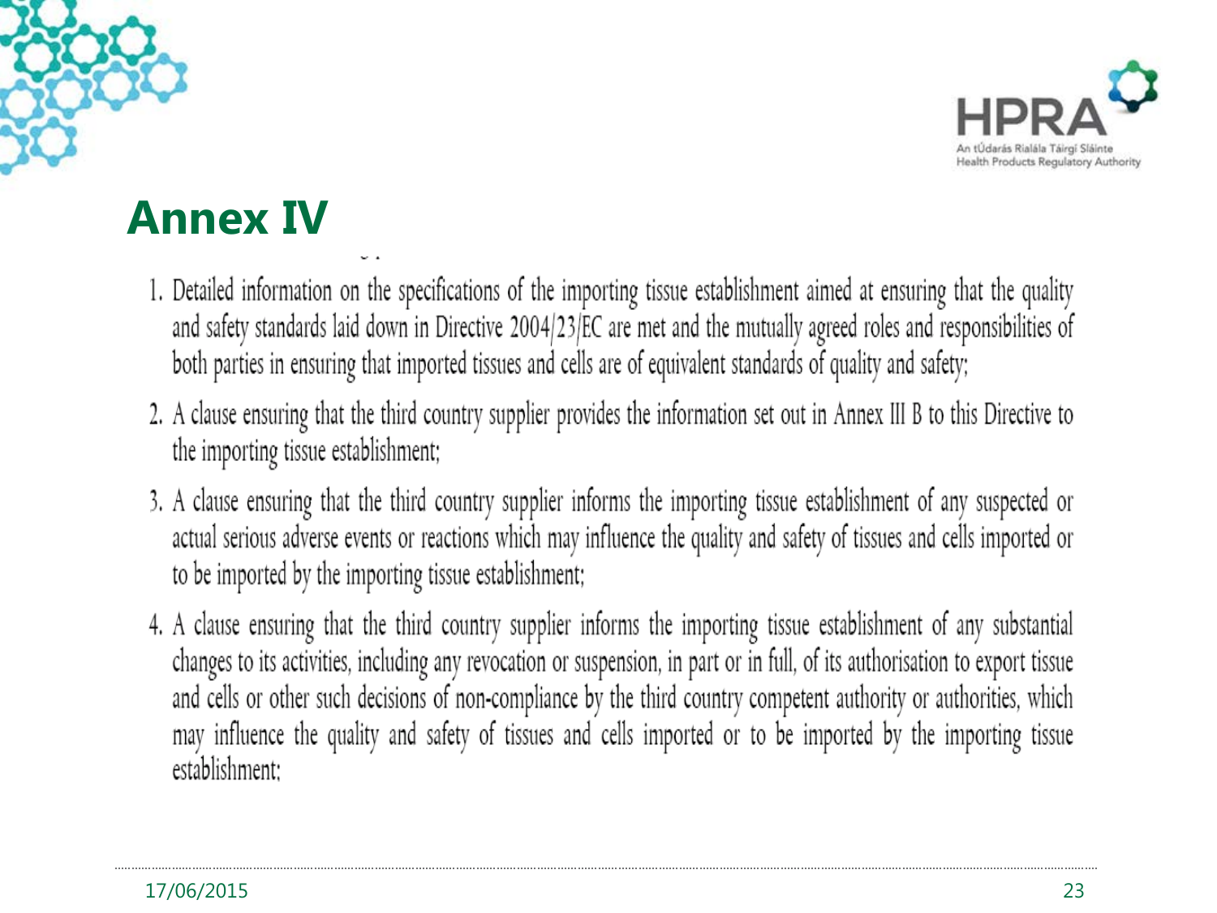# Annex IV

1. Detailed information on the specifications of the importing tissue establishment aimed at ensuring that the quality and safety standards laid down in Directive 2004/23/EC are met and the mutually agreed roles and responsibilities of both parties in ensuring that imported tissues and cells are of equivalent standards of quality and safety;
2. A clause ensuring that the third country supplier provides the information set out in Annex III B to this Directive to the importing tissue establishment;
3. A clause ensuring that the third country supplier informs the importing tissue establishment of any suspected or actual serious adverse events or reactions which may influence the quality and safety of tissues and cells imported or to be imported by the importing tissue establishment;
4. A clause ensuring that the third country supplier informs the importing tissue establishment of any substantial changes to its activities, including any revocation or suspension, in part or in full, of its authorisation to export tissue and cells or other such decisions of non-compliance by the third country competent authority or authorities, which may influence the quality and safety of tissues and cells imported or to be imported by the importing tissue establishment;

17/06/2015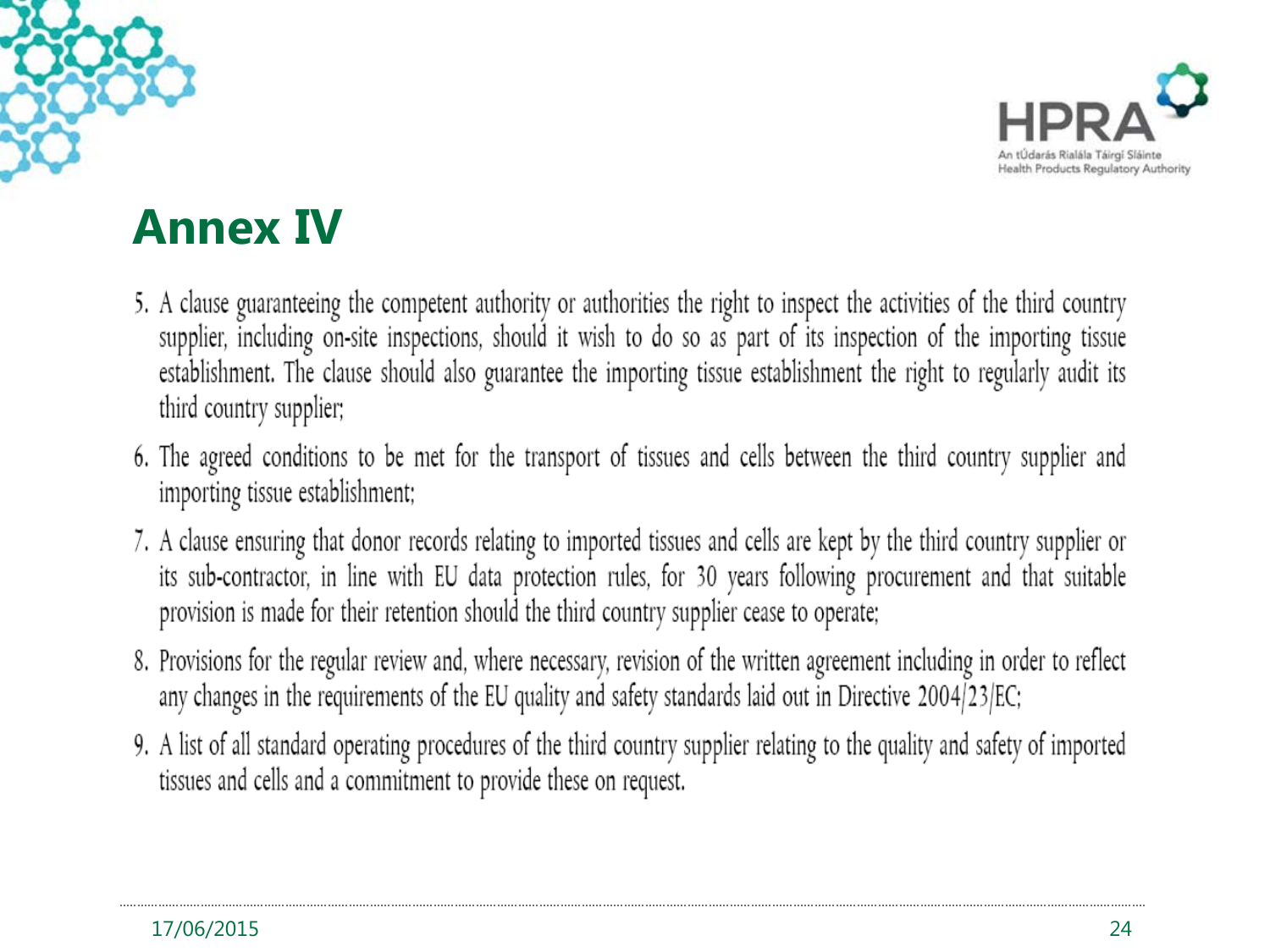# Annex IV

5. A clause guaranteeing the competent authority or authorities the right to inspect the activities of the third country supplier, including on-site inspections, should it wish to do so as part of its inspection of the importing tissue establishment. The clause should also guarantee the importing tissue establishment the right to regularly audit its third country supplier;
6. The agreed conditions to be met for the transport of tissues and cells between the third country supplier and importing tissue establishment;
7. A clause ensuring that donor records relating to imported tissues and cells are kept by the third country supplier or its sub-contractor, in line with EU data protection rules, for 30 years following procurement and that suitable provision is made for their retention should the third country supplier cease to operate;
8. Provisions for the regular review and, where necessary, revision of the written agreement including in order to reflect any changes in the requirements of the EU quality and safety standards laid out in Directive 2004/23/EC;
9. A list of all standard operating procedures of the third country supplier relating to the quality and safety of imported tissues and cells and a commitment to provide these on request.

17/06/2015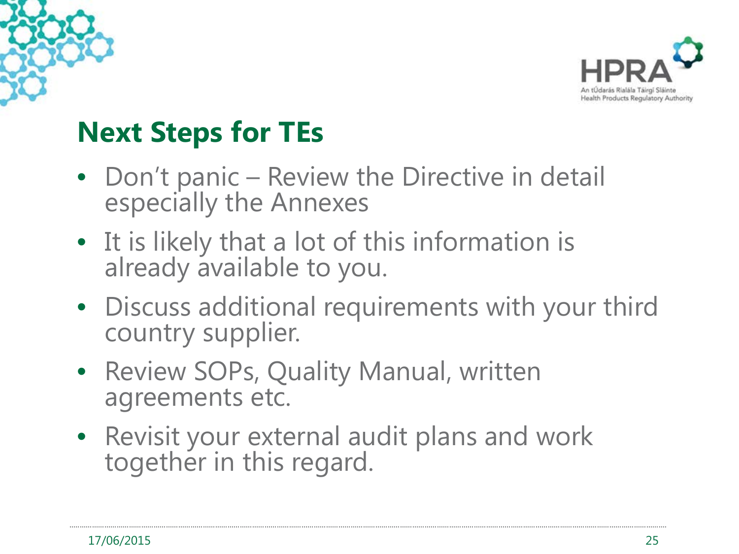## Next Steps for TEs

- Don't panic – Review the Directive in detail especially the Annexes
- It is likely that a lot of this information is already available to you.
- Discuss additional requirements with your third country supplier.
- Review SOPs, Quality Manual, written agreements etc.
- Revisit your external audit plans and work together in this regard.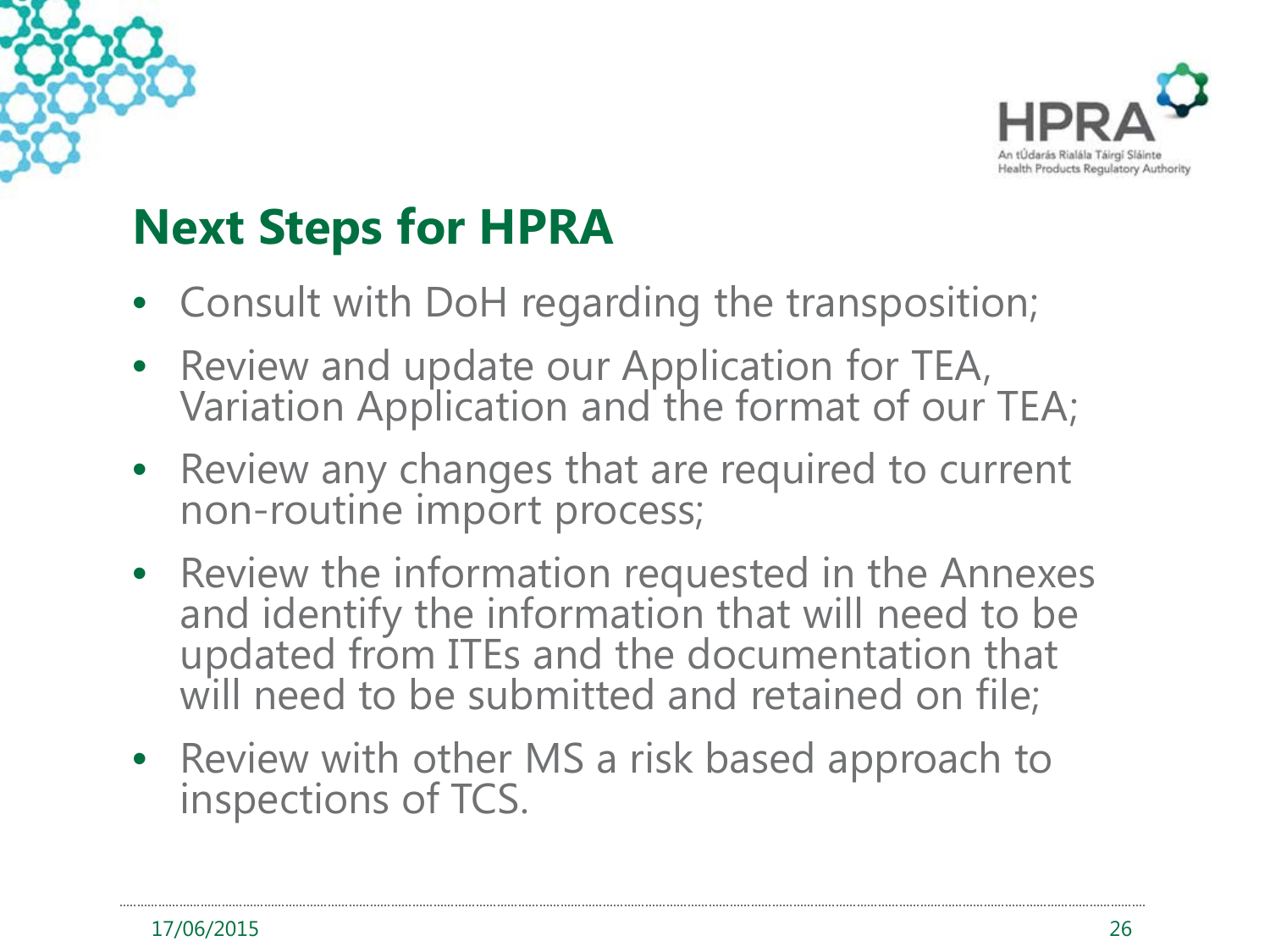## Next Steps for HPRA

- Consult with DoH regarding the transposition;
- Review and update our Application for TEA, Variation Application and the format of our TEA;
- Review any changes that are required to current non-routine import process;
- Review the information requested in the Annexes and identify the information that will need to be updated from ITEs and the documentation that will need to be submitted and retained on file;
- Review with other MS a risk based approach to inspections of TCS.